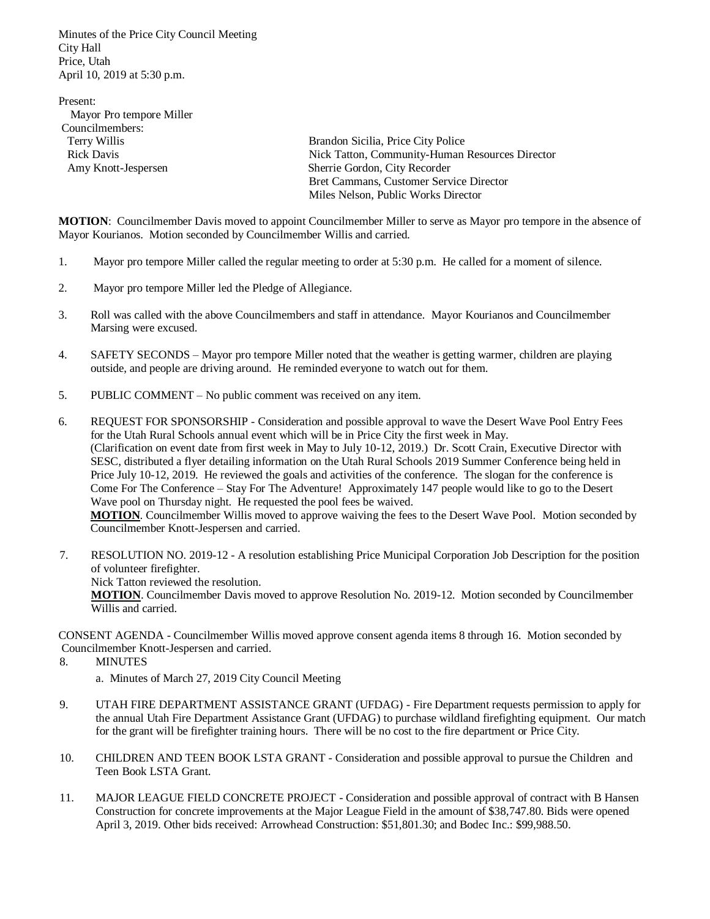Minutes of the Price City Council Meeting
City Hall
Price, Utah
April 10, 2019 at 5:30 p.m.

Present:

Mayor Pro tempore Miller

Councilmembers:

| | |
|---|---|
| Terry Willis | Brandon Sicilia, Price City Police |
| Rick Davis | Nick Tatton, Community-Human Resources Director |
| Amy Knott-Jespersen | Sherrie Gordon, City Recorder |
| | Bret Cammans, Customer Service Director |
| | Miles Nelson, Public Works Director |

**MOTION**: Councilmember Davis moved to appoint Councilmember Miller to serve as Mayor pro tempore in the absence of Mayor Kourianos. Motion seconded by Councilmember Willis and carried.

1. Mayor pro tempore Miller called the regular meeting to order at 5:30 p.m. He called for a moment of silence.

2. Mayor pro tempore Miller led the Pledge of Allegiance.

3. Roll was called with the above Councilmembers and staff in attendance. Mayor Kourianos and Councilmember Marsing were excused.

4. SAFETY SECONDS – Mayor pro tempore Miller noted that the weather is getting warmer, children are playing outside, and people are driving around. He reminded everyone to watch out for them.

5. PUBLIC COMMENT – No public comment was received on any item.

6. REQUEST FOR SPONSORSHIP - Consideration and possible approval to wave the Desert Wave Pool Entry Fees for the Utah Rural Schools annual event which will be in Price City the first week in May.
(Clarification on event date from first week in May to July 10-12, 2019.) Dr. Scott Crain, Executive Director with SESC, distributed a flyer detailing information on the Utah Rural Schools 2019 Summer Conference being held in Price July 10-12, 2019. He reviewed the goals and activities of the conference. The slogan for the conference is Come For The Conference – Stay For The Adventure! Approximately 147 people would like to go to the Desert Wave pool on Thursday night. He requested the pool fees be waived.
**MOTION**. Councilmember Willis moved to approve waiving the fees to the Desert Wave Pool. Motion seconded by Councilmember Knott-Jespersen and carried.

7. RESOLUTION NO. 2019-12 - A resolution establishing Price Municipal Corporation Job Description for the position of volunteer firefighter.
Nick Tatton reviewed the resolution.
**MOTION**. Councilmember Davis moved to approve Resolution No. 2019-12. Motion seconded by Councilmember Willis and carried.

CONSENT AGENDA - Councilmember Willis moved approve consent agenda items 8 through 16. Motion seconded by Councilmember Knott-Jespersen and carried.

8. MINUTES
   a. Minutes of March 27, 2019 City Council Meeting

9. UTAH FIRE DEPARTMENT ASSISTANCE GRANT (UFDAG) - Fire Department requests permission to apply for the annual Utah Fire Department Assistance Grant (UFDAG) to purchase wildland firefighting equipment. Our match for the grant will be firefighter training hours. There will be no cost to the fire department or Price City.

10. CHILDREN AND TEEN BOOK LSTA GRANT - Consideration and possible approval to pursue the Children and Teen Book LSTA Grant.

11. MAJOR LEAGUE FIELD CONCRETE PROJECT - Consideration and possible approval of contract with B Hansen Construction for concrete improvements at the Major League Field in the amount of $38,747.80. Bids were opened April 3, 2019. Other bids received: Arrowhead Construction: $51,801.30; and Bodec Inc.: $99,988.50.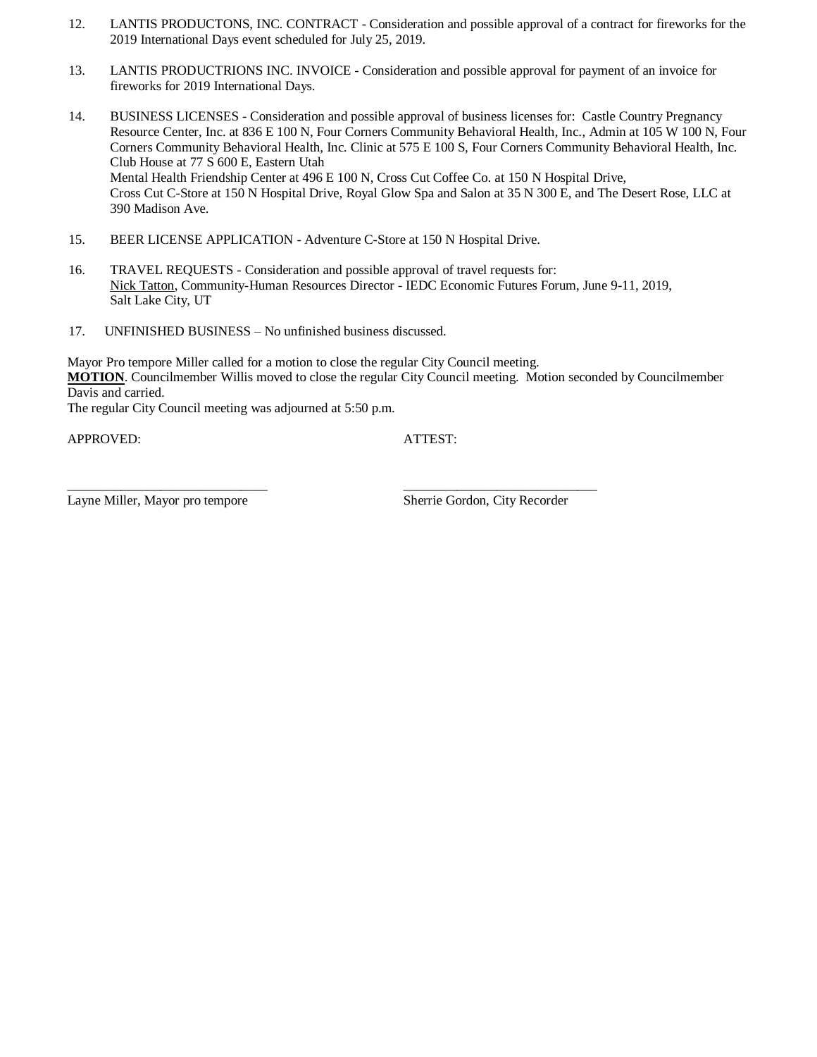12. LANTIS PRODUCTONS, INC. CONTRACT - Consideration and possible approval of a contract for fireworks for the 2019 International Days event scheduled for July 25, 2019.

13. LANTIS PRODUCTRIONS INC. INVOICE - Consideration and possible approval for payment of an invoice for fireworks for 2019 International Days.

14. BUSINESS LICENSES - Consideration and possible approval of business licenses for: Castle Country Pregnancy Resource Center, Inc. at 836 E 100 N, Four Corners Community Behavioral Health, Inc., Admin at 105 W 100 N, Four Corners Community Behavioral Health, Inc. Clinic at 575 E 100 S, Four Corners Community Behavioral Health, Inc. Club House at 77 S 600 E, Eastern Utah
Mental Health Friendship Center at 496 E 100 N, Cross Cut Coffee Co. at 150 N Hospital Drive,
Cross Cut C-Store at 150 N Hospital Drive, Royal Glow Spa and Salon at 35 N 300 E, and The Desert Rose, LLC at 390 Madison Ave.

15. BEER LICENSE APPLICATION - Adventure C-Store at 150 N Hospital Drive.

16. TRAVEL REQUESTS - Consideration and possible approval of travel requests for:
<u>Nick Tatton</u>, Community-Human Resources Director - IEDC Economic Futures Forum, June 9-11, 2019, Salt Lake City, UT

17. UNFINISHED BUSINESS – No unfinished business discussed.

Mayor Pro tempore Miller called for a motion to close the regular City Council meeting.
**<u>MOTION</u>**. Councilmember Willis moved to close the regular City Council meeting. Motion seconded by Councilmember Davis and carried.
The regular City Council meeting was adjourned at 5:50 p.m.

APPROVED: ATTEST:

______________________________ ______________________________
Layne Miller, Mayor pro tempore Sherrie Gordon, City Recorder